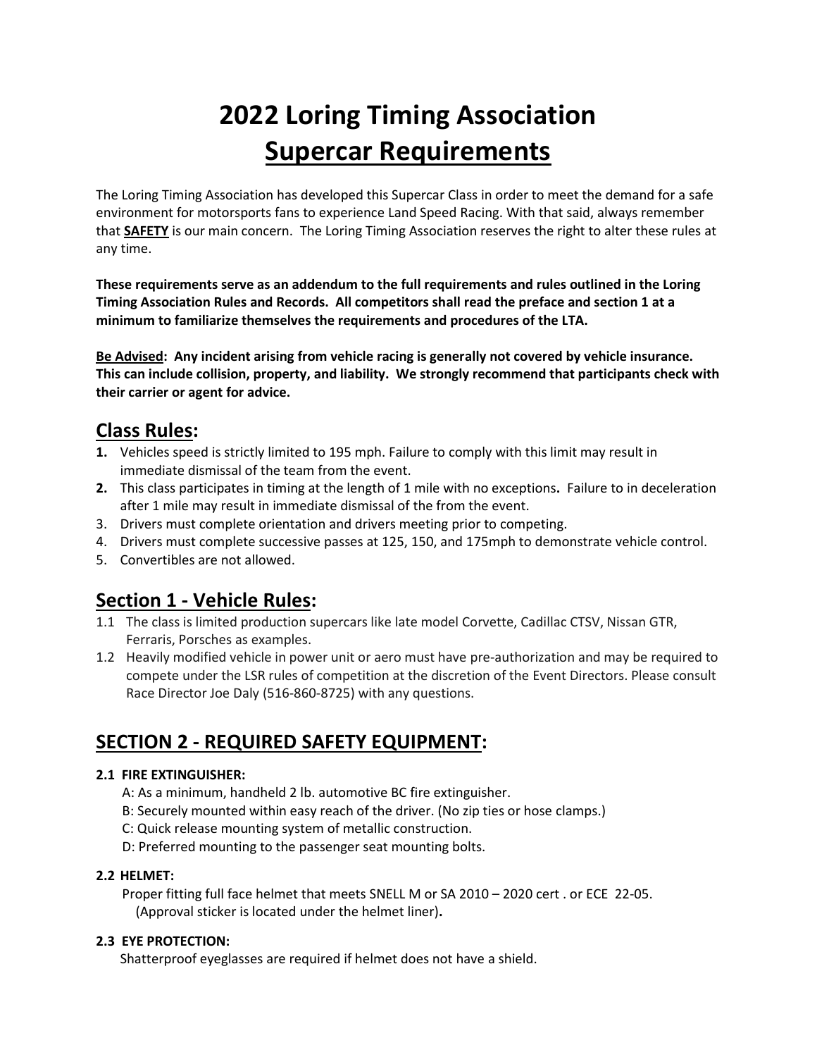# 2022 Loring Timing Association
# <u>Supercar Requirements</u>

The Loring Timing Association has developed this Supercar Class in order to meet the demand for a safe environment for motorsports fans to experience Land Speed Racing. With that said, always remember that **<u>SAFETY</u>** is our main concern. The Loring Timing Association reserves the right to alter these rules at any time.

**These requirements serve as an addendum to the full requirements and rules outlined in the Loring Timing Association Rules and Records. All competitors shall read the preface and section 1 at a minimum to familiarize themselves the requirements and procedures of the LTA.**

**<u>Be Advised</u>: Any incident arising from vehicle racing is generally not covered by vehicle insurance. This can include collision, property, and liability. We strongly recommend that participants check with their carrier or agent for advice.**

## <u>Class Rules</u>:

1. Vehicles speed is strictly limited to 195 mph. Failure to comply with this limit may result in immediate dismissal of the team from the event.
2. This class participates in timing at the length of 1 mile with no exceptions. Failure to in deceleration after 1 mile may result in immediate dismissal of the from the event.
3. Drivers must complete orientation and drivers meeting prior to competing.
4. Drivers must complete successive passes at 125, 150, and 175mph to demonstrate vehicle control.
5. Convertibles are not allowed.

## <u>Section 1 - Vehicle Rules</u>:

1.1 The class is limited production supercars like late model Corvette, Cadillac CTSV, Nissan GTR, Ferraris, Porsches as examples.

1.2 Heavily modified vehicle in power unit or aero must have pre-authorization and may be required to compete under the LSR rules of competition at the discretion of the Event Directors. Please consult Race Director Joe Daly (516-860-8725) with any questions.

## <u>SECTION 2 - REQUIRED SAFETY EQUIPMENT</u>:

### 2.1 FIRE EXTINGUISHER:

A: As a minimum, handheld 2 lb. automotive BC fire extinguisher.

B: Securely mounted within easy reach of the driver. (No zip ties or hose clamps.)

C: Quick release mounting system of metallic construction.

D: Preferred mounting to the passenger seat mounting bolts.

### 2.2 HELMET:

Proper fitting full face helmet that meets SNELL M or SA 2010 – 2020 cert . or ECE 22-05. (Approval sticker is located under the helmet liner)**.**

### 2.3 EYE PROTECTION:

Shatterproof eyeglasses are required if helmet does not have a shield.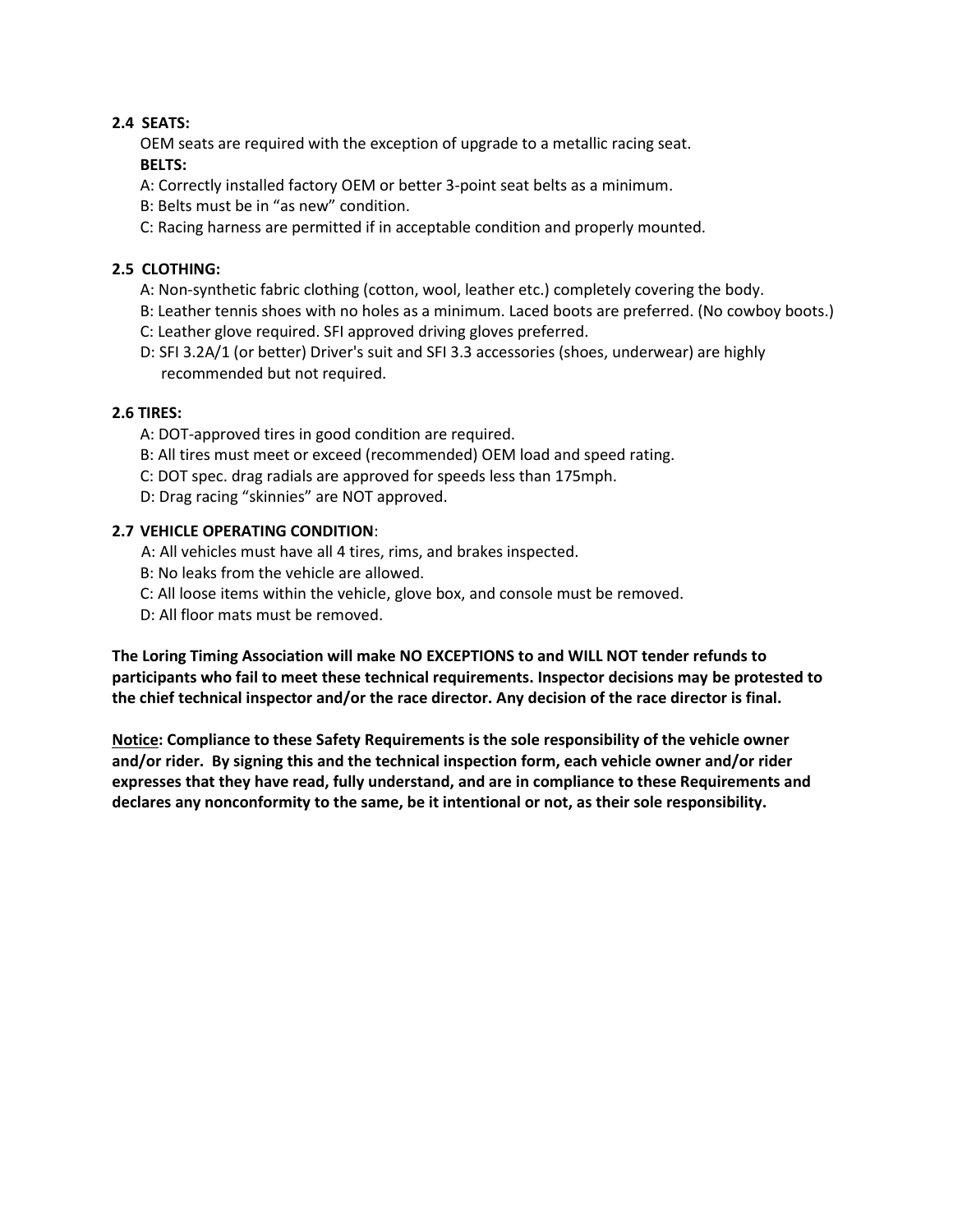**2.4 SEATS:**

OEM seats are required with the exception of upgrade to a metallic racing seat.

**BELTS:**

A: Correctly installed factory OEM or better 3-point seat belts as a minimum.

B: Belts must be in "as new" condition.

C: Racing harness are permitted if in acceptable condition and properly mounted.

**2.5 CLOTHING:**

A: Non-synthetic fabric clothing (cotton, wool, leather etc.) completely covering the body.

B: Leather tennis shoes with no holes as a minimum. Laced boots are preferred. (No cowboy boots.)

C: Leather glove required. SFI approved driving gloves preferred.

D: SFI 3.2A/1 (or better) Driver's suit and SFI 3.3 accessories (shoes, underwear) are highly recommended but not required.

**2.6 TIRES:**

A: DOT-approved tires in good condition are required.

B: All tires must meet or exceed (recommended) OEM load and speed rating.

C: DOT spec. drag radials are approved for speeds less than 175mph.

D: Drag racing "skinnies" are NOT approved.

**2.7 VEHICLE OPERATING CONDITION**:

A: All vehicles must have all 4 tires, rims, and brakes inspected.

B: No leaks from the vehicle are allowed.

C: All loose items within the vehicle, glove box, and console must be removed.

D: All floor mats must be removed.

**The Loring Timing Association will make NO EXCEPTIONS to and WILL NOT tender refunds to participants who fail to meet these technical requirements. Inspector decisions may be protested to the chief technical inspector and/or the race director. Any decision of the race director is final.**

**<u>Notice</u>: Compliance to these Safety Requirements is the sole responsibility of the vehicle owner and/or rider. By signing this and the technical inspection form, each vehicle owner and/or rider expresses that they have read, fully understand, and are in compliance to these Requirements and declares any nonconformity to the same, be it intentional or not, as their sole responsibility.**